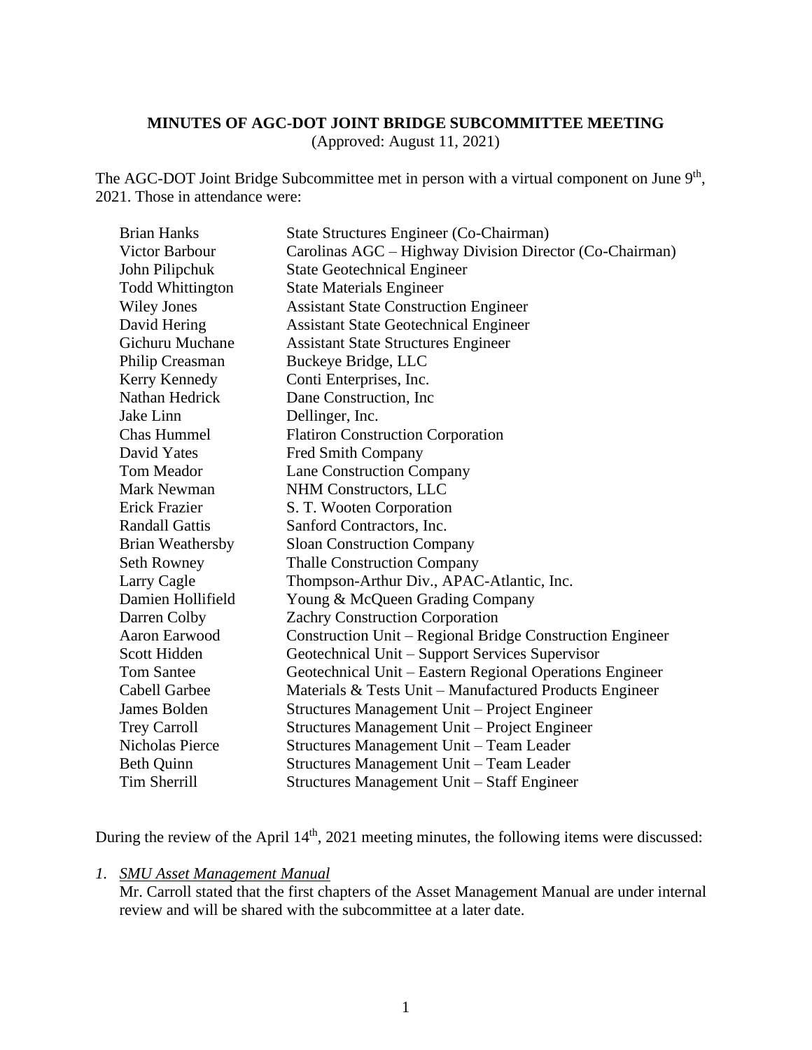**MINUTES OF AGC-DOT JOINT BRIDGE SUBCOMMITTEE MEETING**

(Approved: August 11, 2021)

The AGC-DOT Joint Bridge Subcommittee met in person with a virtual component on June 9th, 2021. Those in attendance were:

| | |
|---|---|
| Brian Hanks | State Structures Engineer (Co-Chairman) |
| Victor Barbour | Carolinas AGC – Highway Division Director (Co-Chairman) |
| John Pilipchuk | State Geotechnical Engineer |
| Todd Whittington | State Materials Engineer |
| Wiley Jones | Assistant State Construction Engineer |
| David Hering | Assistant State Geotechnical Engineer |
| Gichuru Muchane | Assistant State Structures Engineer |
| Philip Creasman | Buckeye Bridge, LLC |
| Kerry Kennedy | Conti Enterprises, Inc. |
| Nathan Hedrick | Dane Construction, Inc |
| Jake Linn | Dellinger, Inc. |
| Chas Hummel | Flatiron Construction Corporation |
| David Yates | Fred Smith Company |
| Tom Meador | Lane Construction Company |
| Mark Newman | NHM Constructors, LLC |
| Erick Frazier | S. T. Wooten Corporation |
| Randall Gattis | Sanford Contractors, Inc. |
| Brian Weathersby | Sloan Construction Company |
| Seth Rowney | Thalle Construction Company |
| Larry Cagle | Thompson-Arthur Div., APAC-Atlantic, Inc. |
| Damien Hollifield | Young & McQueen Grading Company |
| Darren Colby | Zachry Construction Corporation |
| Aaron Earwood | Construction Unit – Regional Bridge Construction Engineer |
| Scott Hidden | Geotechnical Unit – Support Services Supervisor |
| Tom Santee | Geotechnical Unit – Eastern Regional Operations Engineer |
| Cabell Garbee | Materials & Tests Unit – Manufactured Products Engineer |
| James Bolden | Structures Management Unit – Project Engineer |
| Trey Carroll | Structures Management Unit – Project Engineer |
| Nicholas Pierce | Structures Management Unit – Team Leader |
| Beth Quinn | Structures Management Unit – Team Leader |
| Tim Sherrill | Structures Management Unit – Staff Engineer |

During the review of the April 14th, 2021 meeting minutes, the following items were discussed:

1. *SMU Asset Management Manual*

   Mr. Carroll stated that the first chapters of the Asset Management Manual are under internal review and will be shared with the subcommittee at a later date.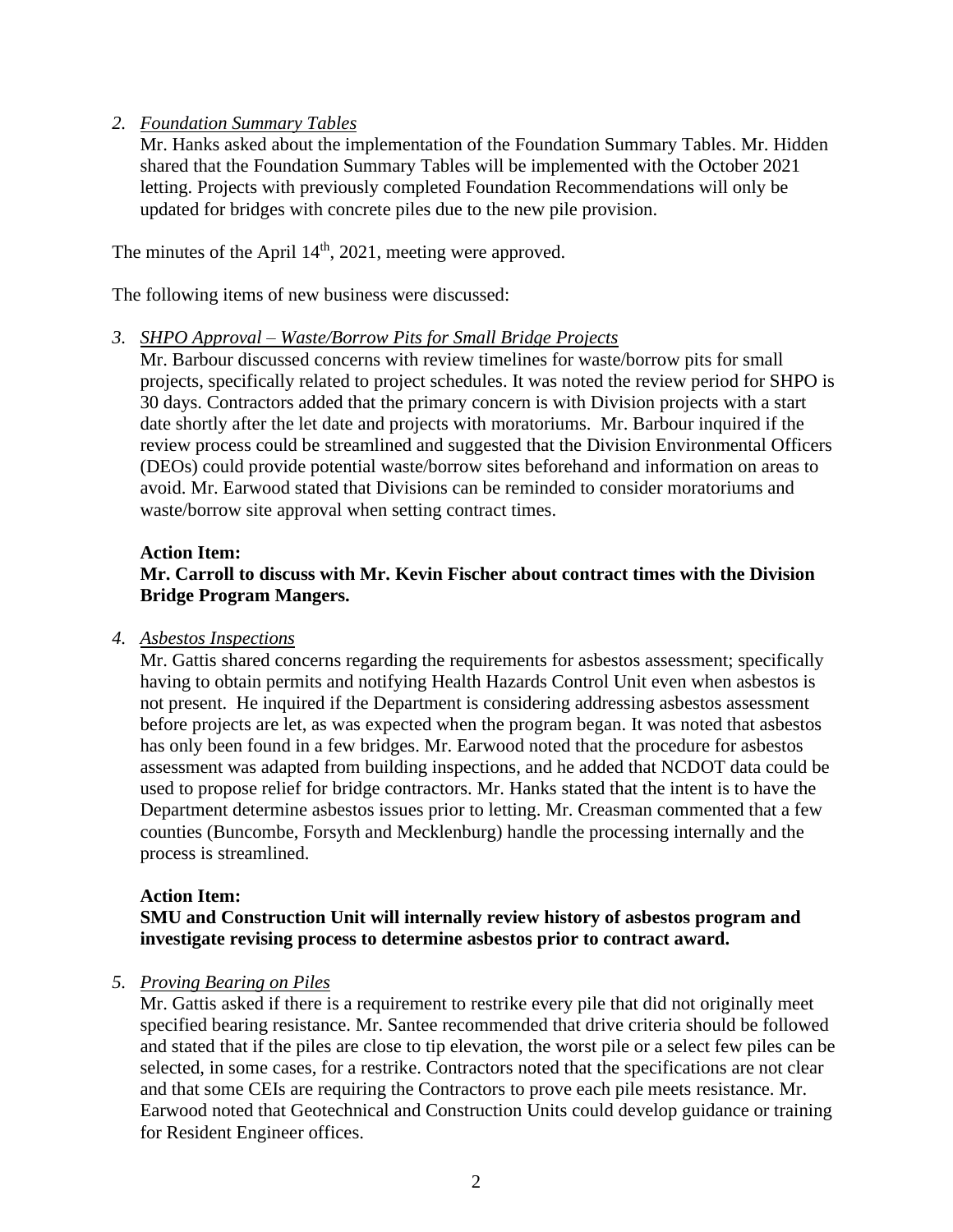2. *Foundation Summary Tables*

   Mr. Hanks asked about the implementation of the Foundation Summary Tables. Mr. Hidden shared that the Foundation Summary Tables will be implemented with the October 2021 letting. Projects with previously completed Foundation Recommendations will only be updated for bridges with concrete piles due to the new pile provision.

The minutes of the April 14th, 2021, meeting were approved.

The following items of new business were discussed:

3. *SHPO Approval – Waste/Borrow Pits for Small Bridge Projects*

   Mr. Barbour discussed concerns with review timelines for waste/borrow pits for small projects, specifically related to project schedules. It was noted the review period for SHPO is 30 days. Contractors added that the primary concern is with Division projects with a start date shortly after the let date and projects with moratoriums. Mr. Barbour inquired if the review process could be streamlined and suggested that the Division Environmental Officers (DEOs) could provide potential waste/borrow sites beforehand and information on areas to avoid. Mr. Earwood stated that Divisions can be reminded to consider moratoriums and waste/borrow site approval when setting contract times.

   **Action Item:**

   **Mr. Carroll to discuss with Mr. Kevin Fischer about contract times with the Division Bridge Program Mangers.**

4. *Asbestos Inspections*

   Mr. Gattis shared concerns regarding the requirements for asbestos assessment; specifically having to obtain permits and notifying Health Hazards Control Unit even when asbestos is not present. He inquired if the Department is considering addressing asbestos assessment before projects are let, as was expected when the program began. It was noted that asbestos has only been found in a few bridges. Mr. Earwood noted that the procedure for asbestos assessment was adapted from building inspections, and he added that NCDOT data could be used to propose relief for bridge contractors. Mr. Hanks stated that the intent is to have the Department determine asbestos issues prior to letting. Mr. Creasman commented that a few counties (Buncombe, Forsyth and Mecklenburg) handle the processing internally and the process is streamlined.

   **Action Item:**

   **SMU and Construction Unit will internally review history of asbestos program and investigate revising process to determine asbestos prior to contract award.**

5. *Proving Bearing on Piles*

   Mr. Gattis asked if there is a requirement to restrike every pile that did not originally meet specified bearing resistance. Mr. Santee recommended that drive criteria should be followed and stated that if the piles are close to tip elevation, the worst pile or a select few piles can be selected, in some cases, for a restrike. Contractors noted that the specifications are not clear and that some CEIs are requiring the Contractors to prove each pile meets resistance. Mr. Earwood noted that Geotechnical and Construction Units could develop guidance or training for Resident Engineer offices.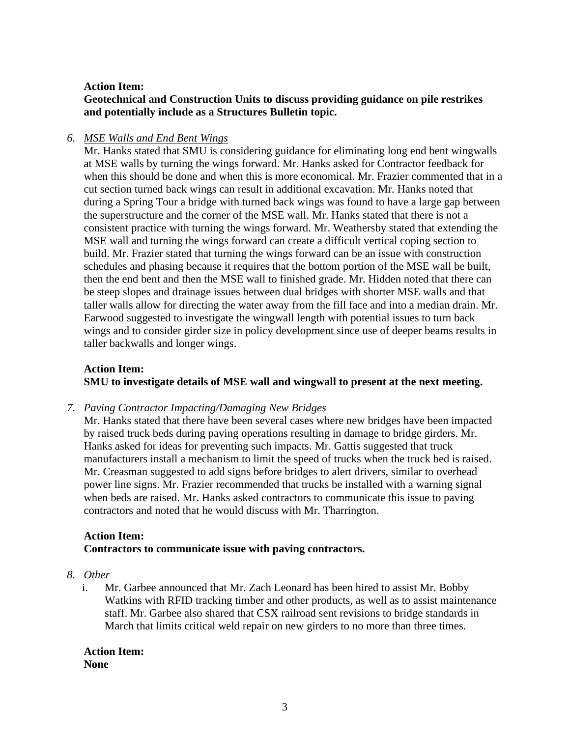**Action Item:**
**Geotechnical and Construction Units to discuss providing guidance on pile restrikes and potentially include as a Structures Bulletin topic.**

6. *MSE Walls and End Bent Wings*
   Mr. Hanks stated that SMU is considering guidance for eliminating long end bent wingwalls at MSE walls by turning the wings forward. Mr. Hanks asked for Contractor feedback for when this should be done and when this is more economical. Mr. Frazier commented that in a cut section turned back wings can result in additional excavation. Mr. Hanks noted that during a Spring Tour a bridge with turned back wings was found to have a large gap between the superstructure and the corner of the MSE wall. Mr. Hanks stated that there is not a consistent practice with turning the wings forward. Mr. Weathersby stated that extending the MSE wall and turning the wings forward can create a difficult vertical coping section to build. Mr. Frazier stated that turning the wings forward can be an issue with construction schedules and phasing because it requires that the bottom portion of the MSE wall be built, then the end bent and then the MSE wall to finished grade. Mr. Hidden noted that there can be steep slopes and drainage issues between dual bridges with shorter MSE walls and that taller walls allow for directing the water away from the fill face and into a median drain. Mr. Earwood suggested to investigate the wingwall length with potential issues to turn back wings and to consider girder size in policy development since use of deeper beams results in taller backwalls and longer wings.

   **Action Item:**
   **SMU to investigate details of MSE wall and wingwall to present at the next meeting.**

7. *Paving Contractor Impacting/Damaging New Bridges*
   Mr. Hanks stated that there have been several cases where new bridges have been impacted by raised truck beds during paving operations resulting in damage to bridge girders. Mr. Hanks asked for ideas for preventing such impacts. Mr. Gattis suggested that truck manufacturers install a mechanism to limit the speed of trucks when the truck bed is raised. Mr. Creasman suggested to add signs before bridges to alert drivers, similar to overhead power line signs. Mr. Frazier recommended that trucks be installed with a warning signal when beds are raised. Mr. Hanks asked contractors to communicate this issue to paving contractors and noted that he would discuss with Mr. Tharrington.

   **Action Item:**
   **Contractors to communicate issue with paving contractors.**

8. *Other*
   i. Mr. Garbee announced that Mr. Zach Leonard has been hired to assist Mr. Bobby Watkins with RFID tracking timber and other products, as well as to assist maintenance staff. Mr. Garbee also shared that CSX railroad sent revisions to bridge standards in March that limits critical weld repair on new girders to no more than three times.

   **Action Item:**
   **None**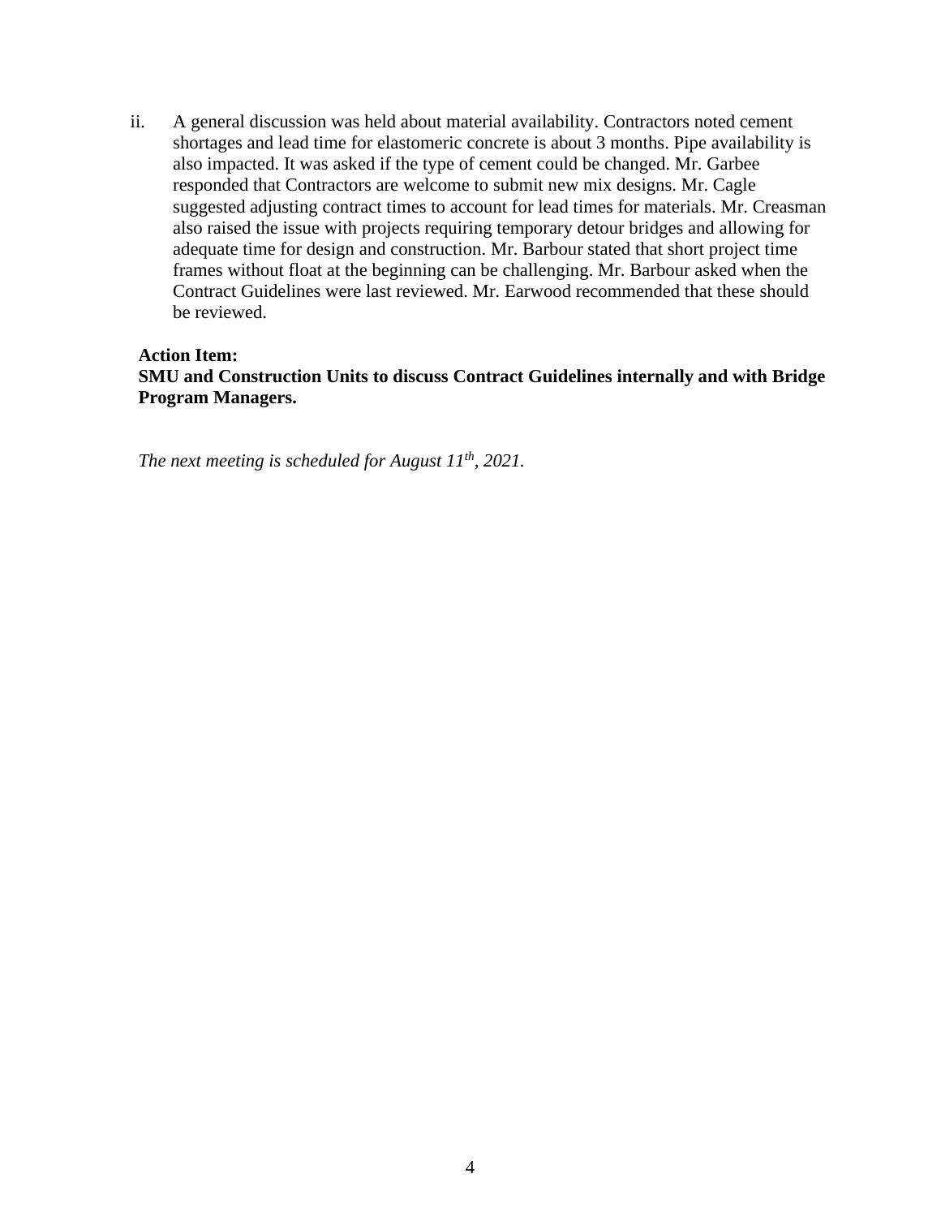ii. A general discussion was held about material availability. Contractors noted cement shortages and lead time for elastomeric concrete is about 3 months. Pipe availability is also impacted. It was asked if the type of cement could be changed. Mr. Garbee responded that Contractors are welcome to submit new mix designs. Mr. Cagle suggested adjusting contract times to account for lead times for materials. Mr. Creasman also raised the issue with projects requiring temporary detour bridges and allowing for adequate time for design and construction. Mr. Barbour stated that short project time frames without float at the beginning can be challenging. Mr. Barbour asked when the Contract Guidelines were last reviewed. Mr. Earwood recommended that these should be reviewed.

**Action Item:**
**SMU and Construction Units to discuss Contract Guidelines internally and with Bridge Program Managers.**

*The next meeting is scheduled for August 11th, 2021.*